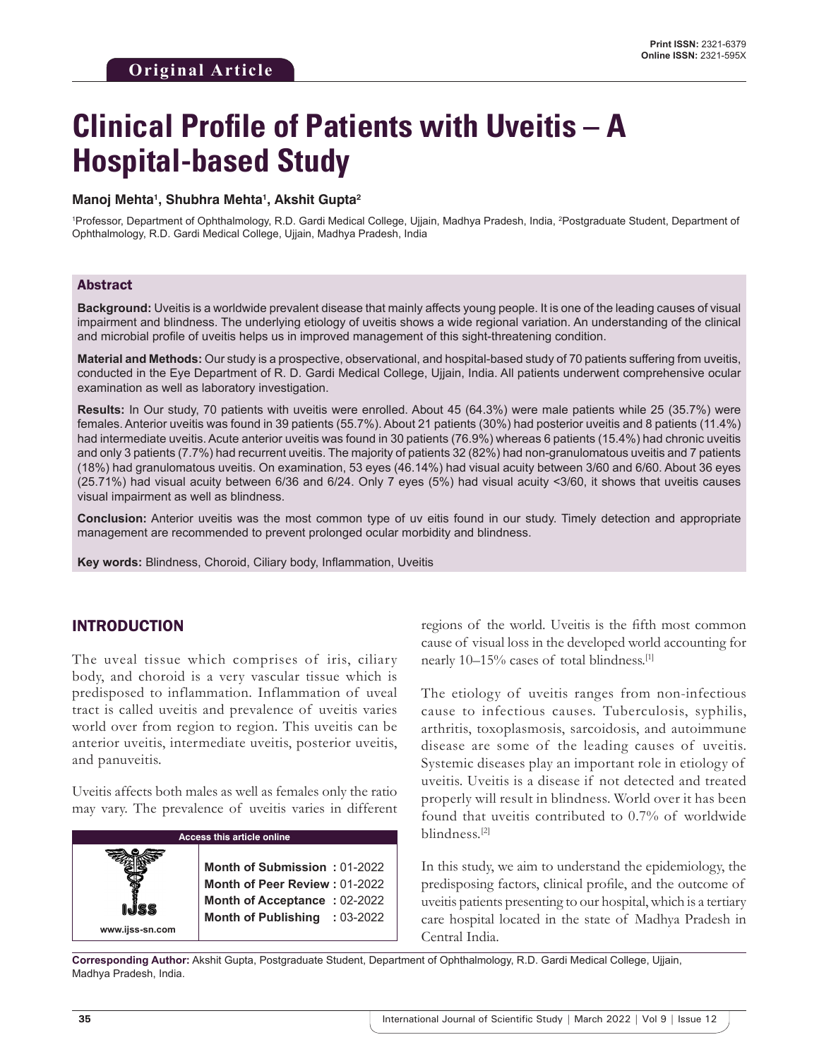Original Article

Print ISSN: 2321-6379
Online ISSN: 2321-595X

# Clinical Profile of Patients with Uveitis – A Hospital-based Study

**Manoj Mehta[1], Shubhra Mehta[1], Akshit Gupta[2]**

[1]Professor, Department of Ophthalmology, R.D. Gardi Medical College, Ujjain, Madhya Pradesh, India, [2]Postgraduate Student, Department of Ophthalmology, R.D. Gardi Medical College, Ujjain, Madhya Pradesh, India

## Abstract

**Background:** Uveitis is a worldwide prevalent disease that mainly affects young people. It is one of the leading causes of visual impairment and blindness. The underlying etiology of uveitis shows a wide regional variation. An understanding of the clinical and microbial profile of uveitis helps us in improved management of this sight-threatening condition.

**Material and Methods:** Our study is a prospective, observational, and hospital-based study of 70 patients suffering from uveitis, conducted in the Eye Department of R. D. Gardi Medical College, Ujjain, India. All patients underwent comprehensive ocular examination as well as laboratory investigation.

**Results:** In Our study, 70 patients with uveitis were enrolled. About 45 (64.3%) were male patients while 25 (35.7%) were females. Anterior uveitis was found in 39 patients (55.7%). About 21 patients (30%) had posterior uveitis and 8 patients (11.4%) had intermediate uveitis. Acute anterior uveitis was found in 30 patients (76.9%) whereas 6 patients (15.4%) had chronic uveitis and only 3 patients (7.7%) had recurrent uveitis. The majority of patients 32 (82%) had non-granulomatous uveitis and 7 patients (18%) had granulomatous uveitis. On examination, 53 eyes (46.14%) had visual acuity between 3/60 and 6/60. About 36 eyes (25.71%) had visual acuity between 6/36 and 6/24. Only 7 eyes (5%) had visual acuity <3/60, it shows that uveitis causes visual impairment as well as blindness.

**Conclusion:** Anterior uveitis was the most common type of uv eitis found in our study. Timely detection and appropriate management are recommended to prevent prolonged ocular morbidity and blindness.

**Key words:** Blindness, Choroid, Ciliary body, Inflammation, Uveitis

## INTRODUCTION

The uveal tissue which comprises of iris, ciliary body, and choroid is a very vascular tissue which is predisposed to inflammation. Inflammation of uveal tract is called uveitis and prevalence of uveitis varies world over from region to region. This uveitis can be anterior uveitis, intermediate uveitis, posterior uveitis, and panuveitis.

Uveitis affects both males as well as females only the ratio may vary. The prevalence of uveitis varies in different regions of the world. Uveitis is the fifth most common cause of visual loss in the developed world accounting for nearly 10–15% cases of total blindness.[1]

The etiology of uveitis ranges from non-infectious cause to infectious causes. Tuberculosis, syphilis, arthritis, toxoplasmosis, sarcoidosis, and autoimmune disease are some of the leading causes of uveitis. Systemic diseases play an important role in etiology of uveitis. Uveitis is a disease if not detected and treated properly will result in blindness. World over it has been found that uveitis contributed to 0.7% of worldwide blindness.[2]

In this study, we aim to understand the epidemiology, the predisposing factors, clinical profile, and the outcome of uveitis patients presenting to our hospital, which is a tertiary care hospital located in the state of Madhya Pradesh in Central India.

**Access this article online**

www.ijss-sn.com

**Month of Submission :** 01-2022
**Month of Peer Review :** 01-2022
**Month of Acceptance :** 02-2022
**Month of Publishing :** 03-2022

**Corresponding Author:** Akshit Gupta, Postgraduate Student, Department of Ophthalmology, R.D. Gardi Medical College, Ujjain, Madhya Pradesh, India.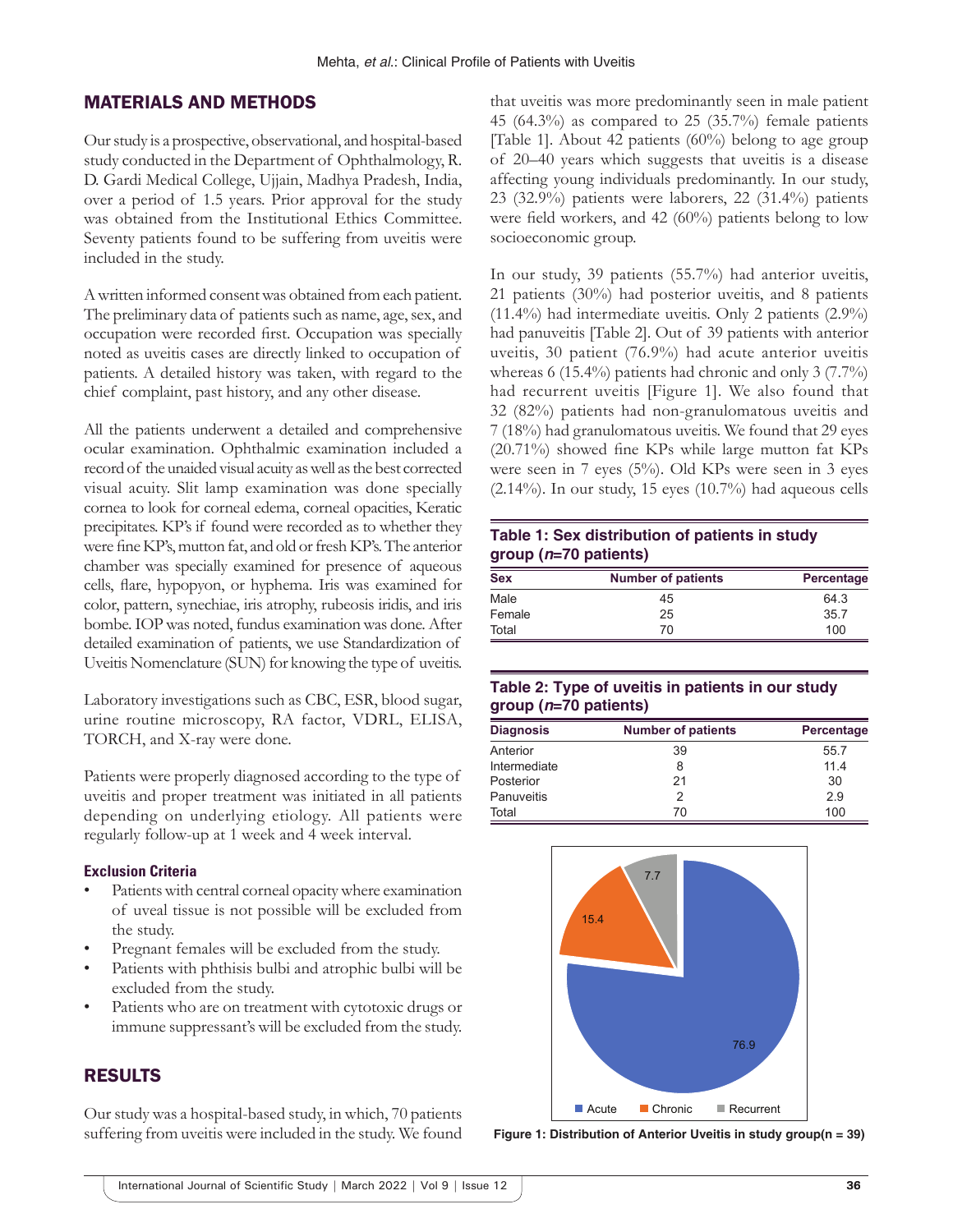## MATERIALS AND METHODS

Our study is a prospective, observational, and hospital-based study conducted in the Department of Ophthalmology, R. D. Gardi Medical College, Ujjain, Madhya Pradesh, India, over a period of 1.5 years. Prior approval for the study was obtained from the Institutional Ethics Committee. Seventy patients found to be suffering from uveitis were included in the study.

A written informed consent was obtained from each patient. The preliminary data of patients such as name, age, sex, and occupation were recorded first. Occupation was specially noted as uveitis cases are directly linked to occupation of patients. A detailed history was taken, with regard to the chief complaint, past history, and any other disease.

All the patients underwent a detailed and comprehensive ocular examination. Ophthalmic examination included a record of the unaided visual acuity as well as the best corrected visual acuity. Slit lamp examination was done specially cornea to look for corneal edema, corneal opacities, Keratic precipitates. KP's if found were recorded as to whether they were fine KP's, mutton fat, and old or fresh KP's. The anterior chamber was specially examined for presence of aqueous cells, flare, hypopyon, or hyphema. Iris was examined for color, pattern, synechiae, iris atrophy, rubeosis iridis, and iris bombe. IOP was noted, fundus examination was done. After detailed examination of patients, we use Standardization of Uveitis Nomenclature (SUN) for knowing the type of uveitis.

Laboratory investigations such as CBC, ESR, blood sugar, urine routine microscopy, RA factor, VDRL, ELISA, TORCH, and X-ray were done.

Patients were properly diagnosed according to the type of uveitis and proper treatment was initiated in all patients depending on underlying etiology. All patients were regularly follow-up at 1 week and 4 week interval.

### Exclusion Criteria

- Patients with central corneal opacity where examination of uveal tissue is not possible will be excluded from the study.
- Pregnant females will be excluded from the study.
- Patients with phthisis bulbi and atrophic bulbi will be excluded from the study.
- Patients who are on treatment with cytotoxic drugs or immune suppressant's will be excluded from the study.

## RESULTS

Our study was a hospital-based study, in which, 70 patients suffering from uveitis were included in the study. We found that uveitis was more predominantly seen in male patient 45 (64.3%) as compared to 25 (35.7%) female patients [Table 1]. About 42 patients (60%) belong to age group of 20–40 years which suggests that uveitis is a disease affecting young individuals predominantly. In our study, 23 (32.9%) patients were laborers, 22 (31.4%) patients were field workers, and 42 (60%) patients belong to low socioeconomic group.

In our study, 39 patients (55.7%) had anterior uveitis, 21 patients (30%) had posterior uveitis, and 8 patients (11.4%) had intermediate uveitis. Only 2 patients (2.9%) had panuveitis [Table 2]. Out of 39 patients with anterior uveitis, 30 patient (76.9%) had acute anterior uveitis whereas 6 (15.4%) patients had chronic and only 3 (7.7%) had recurrent uveitis [Figure 1]. We also found that 32 (82%) patients had non-granulomatous uveitis and 7 (18%) had granulomatous uveitis. We found that 29 eyes (20.71%) showed fine KPs while large mutton fat KPs were seen in 7 eyes (5%). Old KPs were seen in 3 eyes (2.14%). In our study, 15 eyes (10.7%) had aqueous cells

**Table 1: Sex distribution of patients in study group (*n*=70 patients)**

| Sex | Number of patients | Percentage |
|---|---|---|
| Male | 45 | 64.3 |
| Female | 25 | 35.7 |
| Total | 70 | 100 |

**Table 2: Type of uveitis in patients in our study group (*n*=70 patients)**

| Diagnosis | Number of patients | Percentage |
|---|---|---|
| Anterior | 39 | 55.7 |
| Intermediate | 8 | 11.4 |
| Posterior | 21 | 30 |
| Panuveitis | 2 | 2.9 |
| Total | 70 | 100 |

**Figure 1: Distribution of Anterior Uveitis in study group(n = 39)**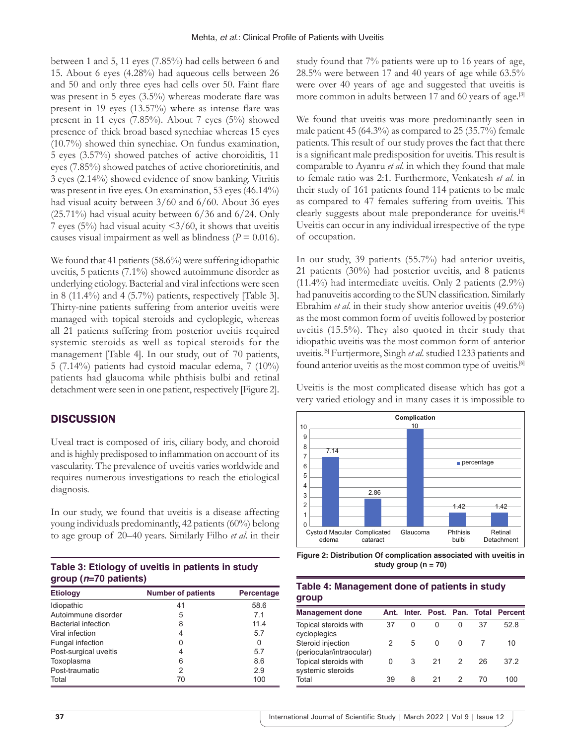between 1 and 5, 11 eyes (7.85%) had cells between 6 and 15. About 6 eyes (4.28%) had aqueous cells between 26 and 50 and only three eyes had cells over 50. Faint flare was present in 5 eyes (3.5%) whereas moderate flare was present in 19 eyes (13.57%) where as intense flare was present in 11 eyes (7.85%). About 7 eyes (5%) showed presence of thick broad based synechiae whereas 15 eyes (10.7%) showed thin synechiae. On fundus examination, 5 eyes (3.57%) showed patches of active choroiditis, 11 eyes (7.85%) showed patches of active chorioretinitis, and 3 eyes (2.14%) showed evidence of snow banking. Vitritis was present in five eyes. On examination, 53 eyes (46.14%) had visual acuity between 3/60 and 6/60. About 36 eyes (25.71%) had visual acuity between 6/36 and 6/24. Only 7 eyes (5%) had visual acuity <3/60, it shows that uveitis causes visual impairment as well as blindness ($P = 0.016$).

We found that 41 patients (58.6%) were suffering idiopathic uveitis, 5 patients (7.1%) showed autoimmune disorder as underlying etiology. Bacterial and viral infections were seen in 8 (11.4%) and 4 (5.7%) patients, respectively [Table 3]. Thirty-nine patients suffering from anterior uveitis were managed with topical steroids and cycloplegic, whereas all 21 patients suffering from posterior uveitis required systemic steroids as well as topical steroids for the management [Table 4]. In our study, out of 70 patients, 5 (7.14%) patients had cystoid macular edema, 7 (10%) patients had glaucoma while phthisis bulbi and retinal detachment were seen in one patient, respectively [Figure 2].

## DISCUSSION

Uveal tract is composed of iris, ciliary body, and choroid and is highly predisposed to inflammation on account of its vascularity. The prevalence of uveitis varies worldwide and requires numerous investigations to reach the etiological diagnosis.

In our study, we found that uveitis is a disease affecting young individuals predominantly, 42 patients (60%) belong to age group of 20–40 years. Similarly Filho *et al*. in their study found that 7% patients were up to 16 years of age, 28.5% were between 17 and 40 years of age while 63.5% were over 40 years of age and suggested that uveitis is more common in adults between 17 and 60 years of age.[3]

We found that uveitis was more predominantly seen in male patient 45 (64.3%) as compared to 25 (35.7%) female patients. This result of our study proves the fact that there is a significant male predisposition for uveitis. This result is comparable to Ayanru *et al*. in which they found that male to female ratio was 2:1. Furthermore, Venkatesh *et al*. in their study of 161 patients found 114 patients to be male as compared to 47 females suffering from uveitis. This clearly suggests about male preponderance for uveitis.[4] Uveitis can occur in any individual irrespective of the type of occupation.

In our study, 39 patients (55.7%) had anterior uveitis, 21 patients (30%) had posterior uveitis, and 8 patients (11.4%) had intermediate uveitis. Only 2 patients (2.9%) had panuveitis according to the SUN classification. Similarly Ebrahim *et al*. in their study show anterior uveitis (49.6%) as the most common form of uveitis followed by posterior uveitis (15.5%). They also quoted in their study that idiopathic uveitis was the most common form of anterior uveitis.[5] Furtjermore, Singh *et al*. studied 1233 patients and found anterior uveitis as the most common type of uveitis.[6]

Uveitis is the most complicated disease which has got a very varied etiology and in many cases it is impossible to

**Table 3: Etiology of uveitis in patients in study group (*n*=70 patients)**

| Etiology | Number of patients | Percentage |
|---|---|---|
| Idiopathic | 41 | 58.6 |
| Autoimmune disorder | 5 | 7.1 |
| Bacterial infection | 8 | 11.4 |
| Viral infection | 4 | 5.7 |
| Fungal infection | 0 | 0 |
| Post-surgical uveitis | 4 | 5.7 |
| Toxoplasma | 6 | 8.6 |
| Post-traumatic | 2 | 2.9 |
| Total | 70 | 100 |

| Complication | percentage |
|---|---|
| Cystoid Macular edema | 7.14 |
| Complicated cataract | 2.86 |
| Glaucoma | 10 |
| Phthisis bulbi | 1.42 |
| Retinal Detachment | 1.42 |

**Figure 2: Distribution Of complication associated with uveitis in study group (n = 70)**

**Table 4: Management done of patients in study group**

| Management done | Ant. | Inter. | Post. | Pan. | Total | Percent |
|---|---|---|---|---|---|---|
| Topical steroids with cycloplegics | 37 | 0 | 0 | 0 | 37 | 52.8 |
| Steroid injection (periocular/intraocular) | 2 | 5 | 0 | 0 | 7 | 10 |
| Topical steroids with systemic steroids | 0 | 3 | 21 | 2 | 26 | 37.2 |
| Total | 39 | 8 | 21 | 2 | 70 | 100 |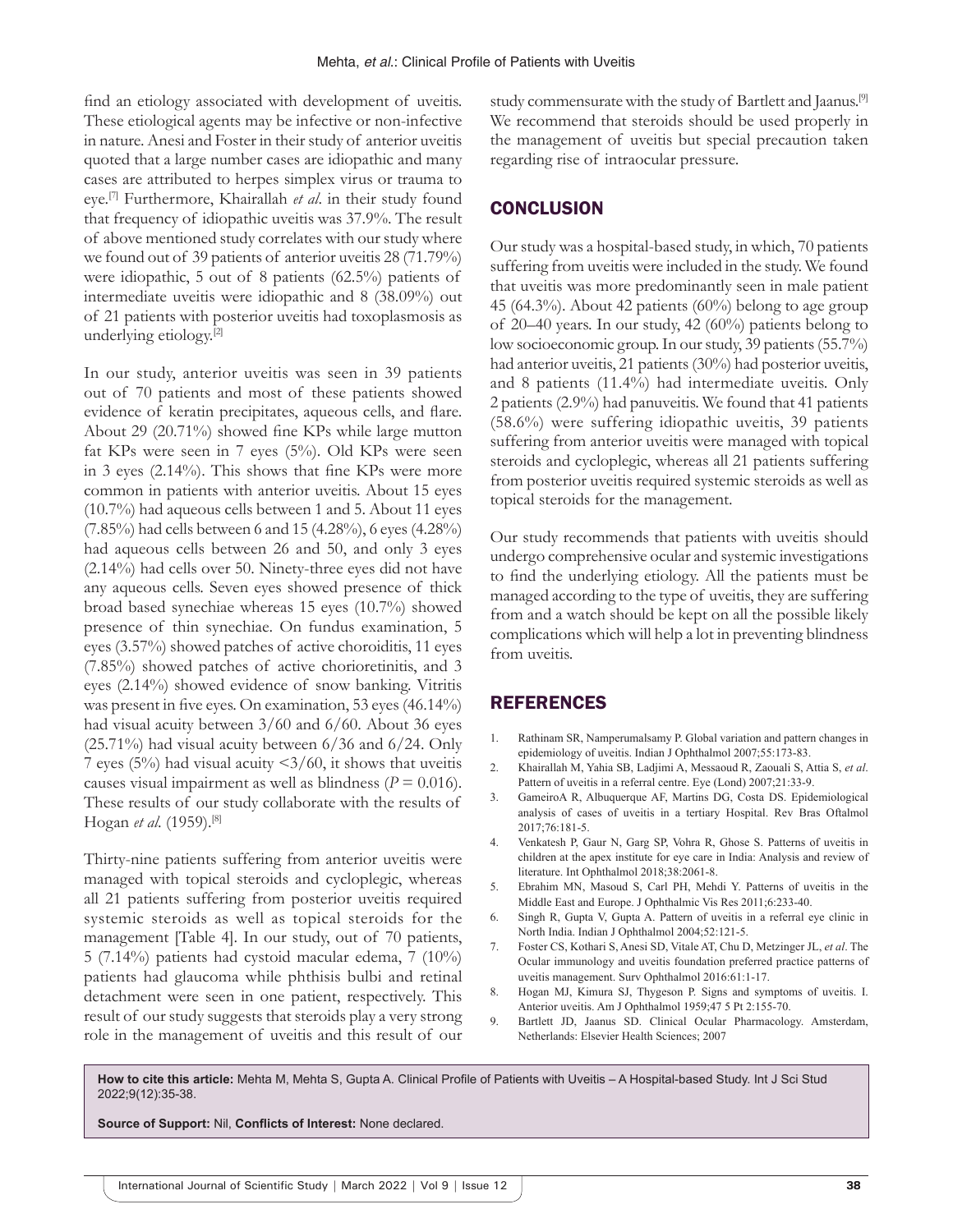find an etiology associated with development of uveitis. These etiological agents may be infective or non-infective in nature. Anesi and Foster in their study of anterior uveitis quoted that a large number cases are idiopathic and many cases are attributed to herpes simplex virus or trauma to eye.[7] Furthermore, Khairallah *et al*. in their study found that frequency of idiopathic uveitis was 37.9%. The result of above mentioned study correlates with our study where we found out of 39 patients of anterior uveitis 28 (71.79%) were idiopathic, 5 out of 8 patients (62.5%) patients of intermediate uveitis were idiopathic and 8 (38.09%) out of 21 patients with posterior uveitis had toxoplasmosis as underlying etiology.[2]

In our study, anterior uveitis was seen in 39 patients out of 70 patients and most of these patients showed evidence of keratin precipitates, aqueous cells, and flare. About 29 (20.71%) showed fine KPs while large mutton fat KPs were seen in 7 eyes (5%). Old KPs were seen in 3 eyes (2.14%). This shows that fine KPs were more common in patients with anterior uveitis. About 15 eyes (10.7%) had aqueous cells between 1 and 5. About 11 eyes (7.85%) had cells between 6 and 15 (4.28%), 6 eyes (4.28%) had aqueous cells between 26 and 50, and only 3 eyes (2.14%) had cells over 50. Ninety-three eyes did not have any aqueous cells. Seven eyes showed presence of thick broad based synechiae whereas 15 eyes (10.7%) showed presence of thin synechiae. On fundus examination, 5 eyes (3.57%) showed patches of active choroiditis, 11 eyes (7.85%) showed patches of active chorioretinitis, and 3 eyes (2.14%) showed evidence of snow banking. Vitritis was present in five eyes. On examination, 53 eyes (46.14%) had visual acuity between 3/60 and 6/60. About 36 eyes (25.71%) had visual acuity between 6/36 and 6/24. Only 7 eyes (5%) had visual acuity <3/60, it shows that uveitis causes visual impairment as well as blindness ($P = 0.016$). These results of our study collaborate with the results of Hogan *et al*. (1959).[8]

Thirty-nine patients suffering from anterior uveitis were managed with topical steroids and cycloplegic, whereas all 21 patients suffering from posterior uveitis required systemic steroids as well as topical steroids for the management [Table 4]. In our study, out of 70 patients, 5 (7.14%) patients had cystoid macular edema, 7 (10%) patients had glaucoma while phthisis bulbi and retinal detachment were seen in one patient, respectively. This result of our study suggests that steroids play a very strong role in the management of uveitis and this result of our study commensurate with the study of Bartlett and Jaanus.[9] We recommend that steroids should be used properly in the management of uveitis but special precaution taken regarding rise of intraocular pressure.

## CONCLUSION

Our study was a hospital-based study, in which, 70 patients suffering from uveitis were included in the study. We found that uveitis was more predominantly seen in male patient 45 (64.3%). About 42 patients (60%) belong to age group of 20–40 years. In our study, 42 (60%) patients belong to low socioeconomic group. In our study, 39 patients (55.7%) had anterior uveitis, 21 patients (30%) had posterior uveitis, and 8 patients (11.4%) had intermediate uveitis. Only 2 patients (2.9%) had panuveitis. We found that 41 patients (58.6%) were suffering idiopathic uveitis, 39 patients suffering from anterior uveitis were managed with topical steroids and cycloplegic, whereas all 21 patients suffering from posterior uveitis required systemic steroids as well as topical steroids for the management.

Our study recommends that patients with uveitis should undergo comprehensive ocular and systemic investigations to find the underlying etiology. All the patients must be managed according to the type of uveitis, they are suffering from and a watch should be kept on all the possible likely complications which will help a lot in preventing blindness from uveitis.

## REFERENCES

1. Rathinam SR, Namperumalsamy P. Global variation and pattern changes in epidemiology of uveitis. Indian J Ophthalmol 2007;55:173-83.
2. Khairallah M, Yahia SB, Ladjimi A, Messaoud R, Zaouali S, Attia S, *et al*. Pattern of uveitis in a referral centre. Eye (Lond) 2007;21:33-9.
3. GameiroA R, Albuquerque AF, Martins DG, Costa DS. Epidemiological analysis of cases of uveitis in a tertiary Hospital. Rev Bras Oftalmol 2017;76:181-5.
4. Venkatesh P, Gaur N, Garg SP, Vohra R, Ghose S. Patterns of uveitis in children at the apex institute for eye care in India: Analysis and review of literature. Int Ophthalmol 2018;38:2061-8.
5. Ebrahim MN, Masoud S, Carl PH, Mehdi Y. Patterns of uveitis in the Middle East and Europe. J Ophthalmic Vis Res 2011;6:233-40.
6. Singh R, Gupta V, Gupta A. Pattern of uveitis in a referral eye clinic in North India. Indian J Ophthalmol 2004;52:121-5.
7. Foster CS, Kothari S, Anesi SD, Vitale AT, Chu D, Metzinger JL, *et al*. The Ocular immunology and uveitis foundation preferred practice patterns of uveitis management. Surv Ophthalmol 2016:61:1-17.
8. Hogan MJ, Kimura SJ, Thygeson P. Signs and symptoms of uveitis. I. Anterior uveitis. Am J Ophthalmol 1959;47 5 Pt 2:155-70.
9. Bartlett JD, Jaanus SD. Clinical Ocular Pharmacology. Amsterdam, Netherlands: Elsevier Health Sciences; 2007

**How to cite this article:** Mehta M, Mehta S, Gupta A. Clinical Profile of Patients with Uveitis – A Hospital-based Study. Int J Sci Stud 2022;9(12):35-38.

**Source of Support:** Nil, **Conflicts of Interest:** None declared.